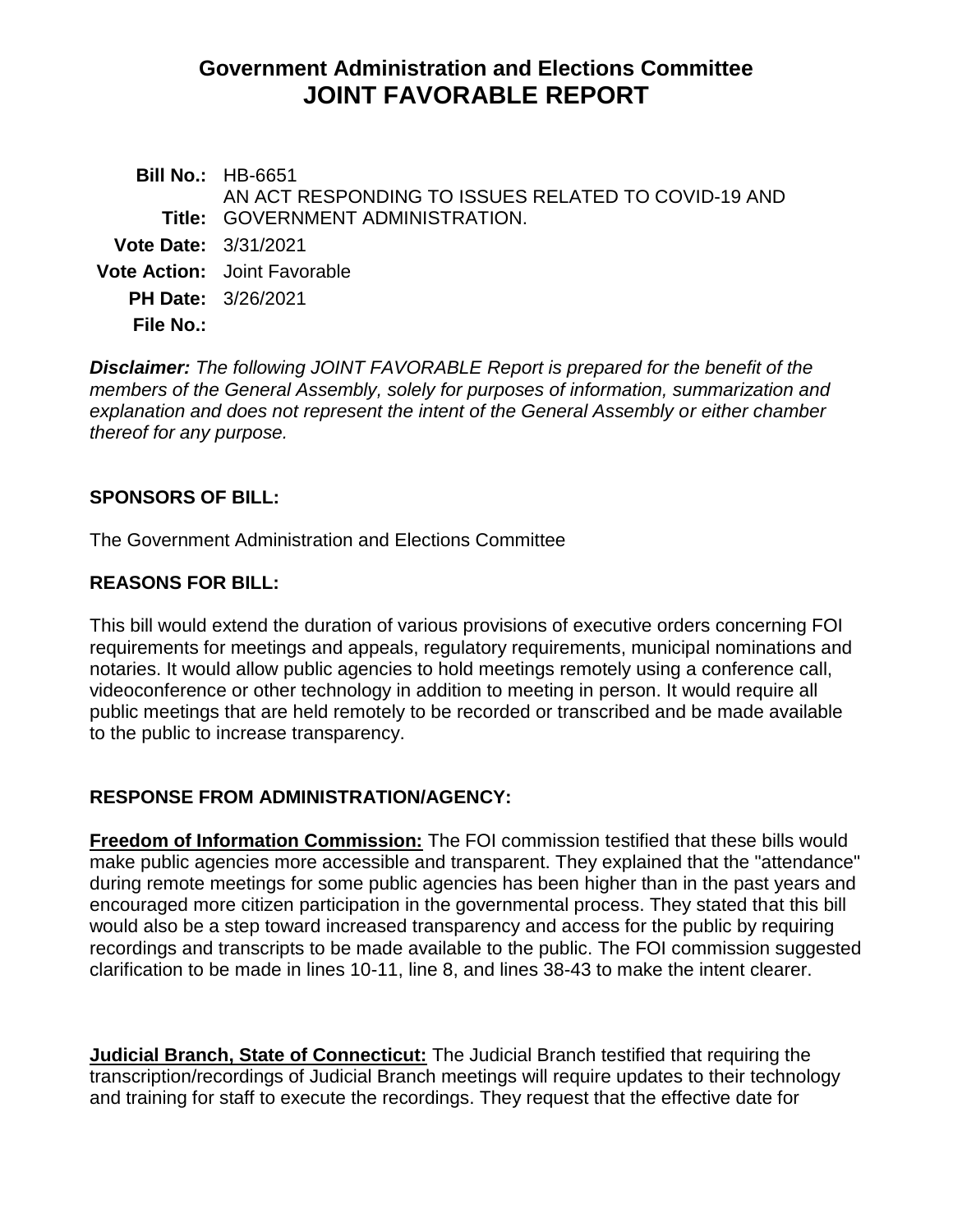# Government Administration and Elections Committee
# JOINT FAVORABLE REPORT

**Bill No.:** HB-6651

**Title:** AN ACT RESPONDING TO ISSUES RELATED TO COVID-19 AND GOVERNMENT ADMINISTRATION.

**Vote Date:** 3/31/2021

**Vote Action:** Joint Favorable

**PH Date:** 3/26/2021

**File No.:**

***Disclaimer:*** *The following JOINT FAVORABLE Report is prepared for the benefit of the members of the General Assembly, solely for purposes of information, summarization and explanation and does not represent the intent of the General Assembly or either chamber thereof for any purpose.*

## SPONSORS OF BILL:

The Government Administration and Elections Committee

## REASONS FOR BILL:

This bill would extend the duration of various provisions of executive orders concerning FOI requirements for meetings and appeals, regulatory requirements, municipal nominations and notaries. It would allow public agencies to hold meetings remotely using a conference call, videoconference or other technology in addition to meeting in person. It would require all public meetings that are held remotely to be recorded or transcribed and be made available to the public to increase transparency.

## RESPONSE FROM ADMINISTRATION/AGENCY:

**Freedom of Information Commission:** The FOI commission testified that these bills would make public agencies more accessible and transparent. They explained that the "attendance" during remote meetings for some public agencies has been higher than in the past years and encouraged more citizen participation in the governmental process. They stated that this bill would also be a step toward increased transparency and access for the public by requiring recordings and transcripts to be made available to the public. The FOI commission suggested clarification to be made in lines 10-11, line 8, and lines 38-43 to make the intent clearer.

**Judicial Branch, State of Connecticut:** The Judicial Branch testified that requiring the transcription/recordings of Judicial Branch meetings will require updates to their technology and training for staff to execute the recordings. They request that the effective date for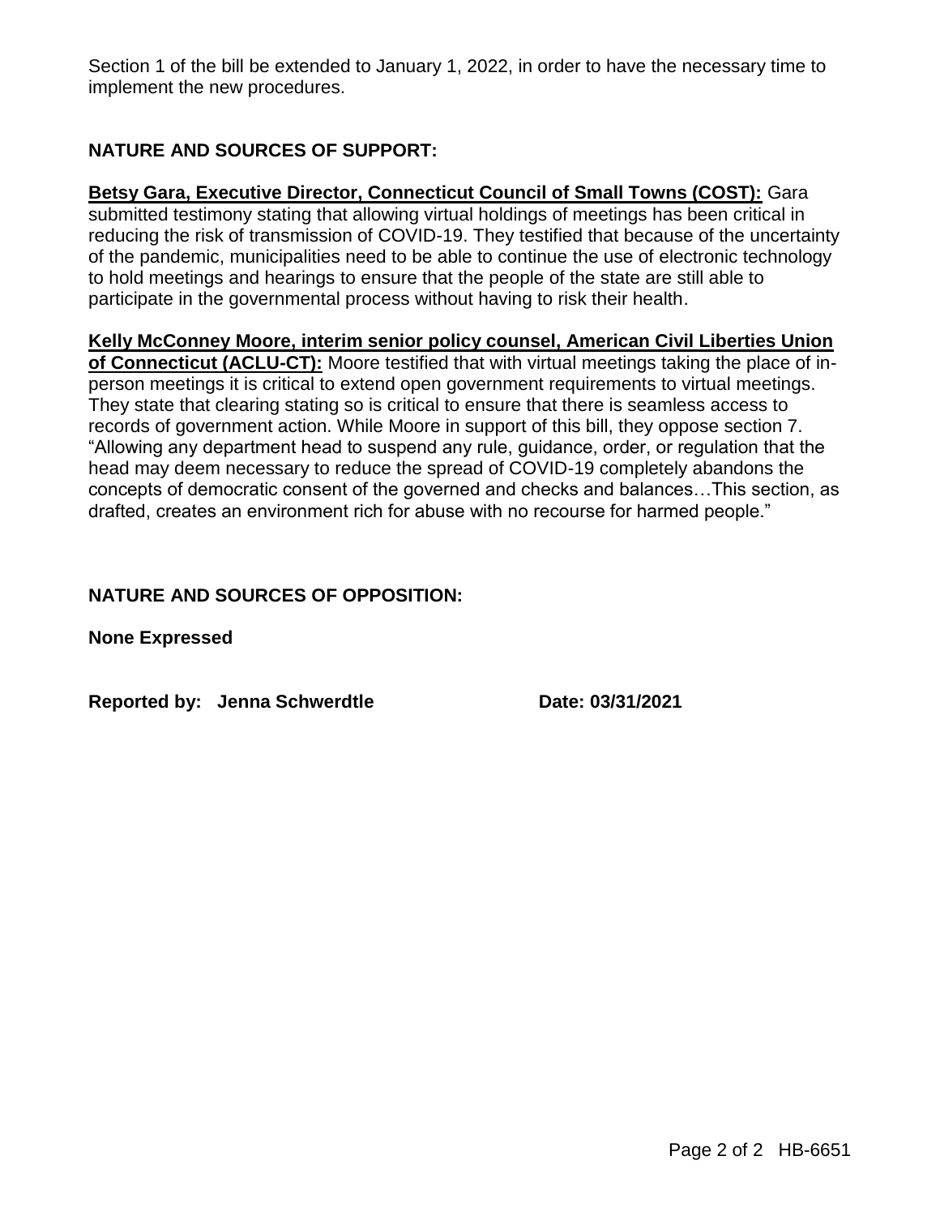Section 1 of the bill be extended to January 1, 2022, in order to have the necessary time to implement the new procedures.

## NATURE AND SOURCES OF SUPPORT:

**Betsy Gara, Executive Director, Connecticut Council of Small Towns (COST):** Gara submitted testimony stating that allowing virtual holdings of meetings has been critical in reducing the risk of transmission of COVID-19. They testified that because of the uncertainty of the pandemic, municipalities need to be able to continue the use of electronic technology to hold meetings and hearings to ensure that the people of the state are still able to participate in the governmental process without having to risk their health.

**Kelly McConney Moore, interim senior policy counsel, American Civil Liberties Union of Connecticut (ACLU-CT):** Moore testified that with virtual meetings taking the place of in-person meetings it is critical to extend open government requirements to virtual meetings. They state that clearing stating so is critical to ensure that there is seamless access to records of government action. While Moore in support of this bill, they oppose section 7. "Allowing any department head to suspend any rule, guidance, order, or regulation that the head may deem necessary to reduce the spread of COVID-19 completely abandons the concepts of democratic consent of the governed and checks and balances…This section, as drafted, creates an environment rich for abuse with no recourse for harmed people."

## NATURE AND SOURCES OF OPPOSITION:

**None Expressed**

**Reported by: Jenna Schwerdtle Date: 03/31/2021**